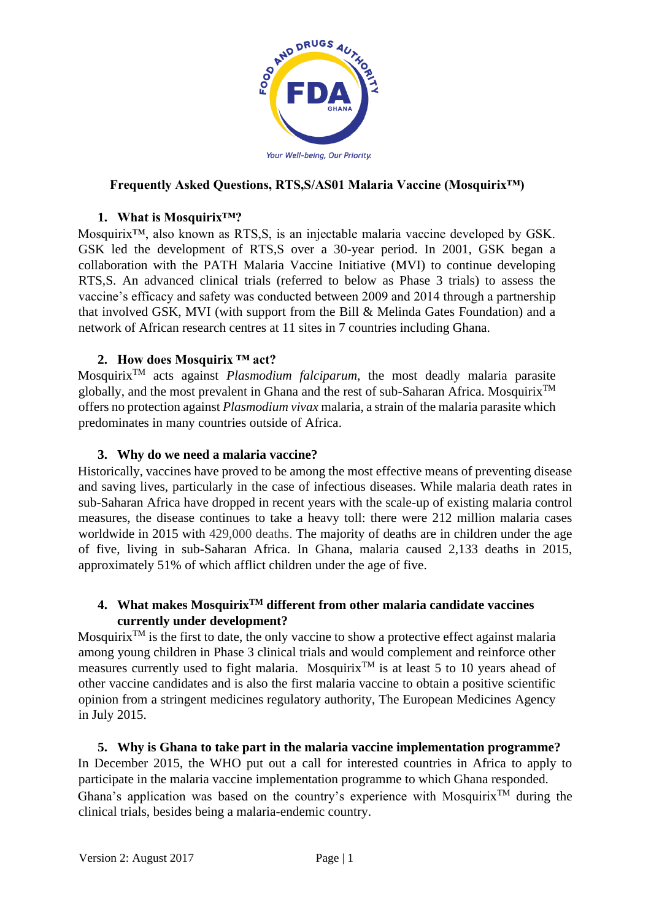Food and Drugs Authority FDA Ghana

*Your Well-being, Our Priority.*

# Frequently Asked Questions, RTS,S/AS01 Malaria Vaccine (Mosquirix™)

## 1. What is Mosquirix™?

Mosquirix™, also known as RTS,S, is an injectable malaria vaccine developed by GSK. GSK led the development of RTS,S over a 30-year period. In 2001, GSK began a collaboration with the PATH Malaria Vaccine Initiative (MVI) to continue developing RTS,S. An advanced clinical trials (referred to below as Phase 3 trials) to assess the vaccine's efficacy and safety was conducted between 2009 and 2014 through a partnership that involved GSK, MVI (with support from the Bill & Melinda Gates Foundation) and a network of African research centres at 11 sites in 7 countries including Ghana.

## 2. How does Mosquirix ™ act?

Mosquirix™ acts against *Plasmodium falciparum*, the most deadly malaria parasite globally, and the most prevalent in Ghana and the rest of sub-Saharan Africa. Mosquirix™ offers no protection against *Plasmodium vivax* malaria, a strain of the malaria parasite which predominates in many countries outside of Africa.

## 3. Why do we need a malaria vaccine?

Historically, vaccines have proved to be among the most effective means of preventing disease and saving lives, particularly in the case of infectious diseases. While malaria death rates in sub-Saharan Africa have dropped in recent years with the scale-up of existing malaria control measures, the disease continues to take a heavy toll: there were 212 million malaria cases worldwide in 2015 with 429,000 deaths. The majority of deaths are in children under the age of five, living in sub-Saharan Africa. In Ghana, malaria caused 2,133 deaths in 2015, approximately 51% of which afflict children under the age of five.

## 4. What makes Mosquirix™ different from other malaria candidate vaccines currently under development?

Mosquirix™ is the first to date, the only vaccine to show a protective effect against malaria among young children in Phase 3 clinical trials and would complement and reinforce other measures currently used to fight malaria. Mosquirix™ is at least 5 to 10 years ahead of other vaccine candidates and is also the first malaria vaccine to obtain a positive scientific opinion from a stringent medicines regulatory authority, The European Medicines Agency in July 2015.

## 5. Why is Ghana to take part in the malaria vaccine implementation programme?

In December 2015, the WHO put out a call for interested countries in Africa to apply to participate in the malaria vaccine implementation programme to which Ghana responded. Ghana's application was based on the country's experience with Mosquirix™ during the clinical trials, besides being a malaria-endemic country.

Version 2: August 2017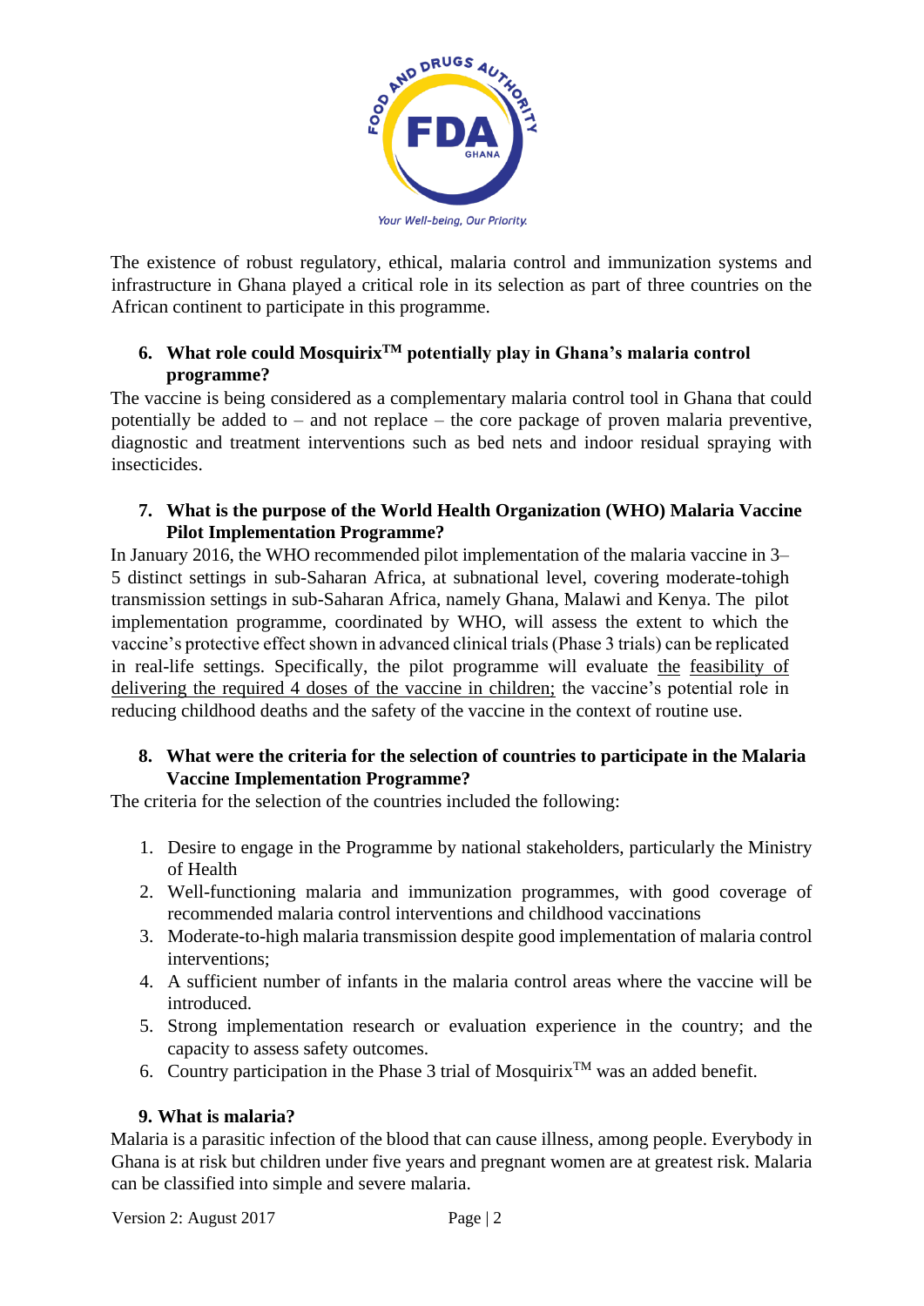The existence of robust regulatory, ethical, malaria control and immunization systems and infrastructure in Ghana played a critical role in its selection as part of three countries on the African continent to participate in this programme.

**6. What role could Mosquirix™ potentially play in Ghana's malaria control programme?**

The vaccine is being considered as a complementary malaria control tool in Ghana that could potentially be added to – and not replace – the core package of proven malaria preventive, diagnostic and treatment interventions such as bed nets and indoor residual spraying with insecticides.

**7. What is the purpose of the World Health Organization (WHO) Malaria Vaccine Pilot Implementation Programme?**

In January 2016, the WHO recommended pilot implementation of the malaria vaccine in 3–5 distinct settings in sub-Saharan Africa, at subnational level, covering moderate-tohigh transmission settings in sub-Saharan Africa, namely Ghana, Malawi and Kenya. The pilot implementation programme, coordinated by WHO, will assess the extent to which the vaccine's protective effect shown in advanced clinical trials (Phase 3 trials) can be replicated in real-life settings. Specifically, the pilot programme will evaluate <u>the feasibility of delivering the required 4 doses of the vaccine in children;</u> the vaccine's potential role in reducing childhood deaths and the safety of the vaccine in the context of routine use.

**8. What were the criteria for the selection of countries to participate in the Malaria Vaccine Implementation Programme?**

The criteria for the selection of the countries included the following:

1. Desire to engage in the Programme by national stakeholders, particularly the Ministry of Health
2. Well-functioning malaria and immunization programmes, with good coverage of recommended malaria control interventions and childhood vaccinations
3. Moderate-to-high malaria transmission despite good implementation of malaria control interventions;
4. A sufficient number of infants in the malaria control areas where the vaccine will be introduced.
5. Strong implementation research or evaluation experience in the country; and the capacity to assess safety outcomes.
6. Country participation in the Phase 3 trial of Mosquirix™ was an added benefit.

**9. What is malaria?**

Malaria is a parasitic infection of the blood that can cause illness, among people. Everybody in Ghana is at risk but children under five years and pregnant women are at greatest risk. Malaria can be classified into simple and severe malaria.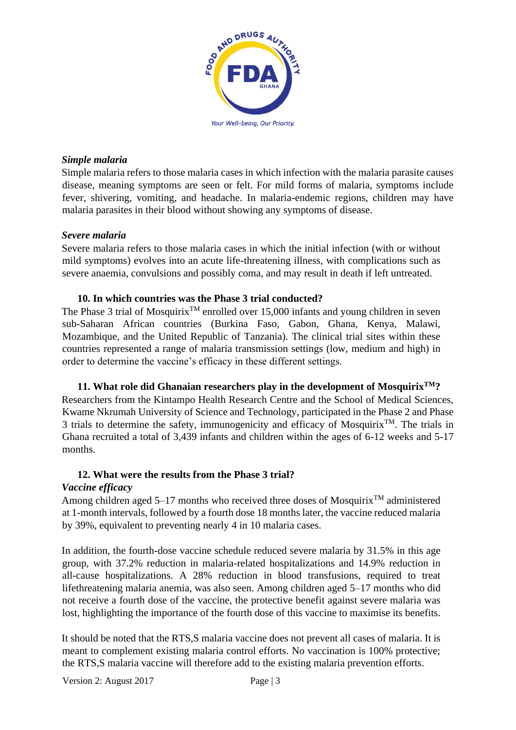*Simple malaria*

Simple malaria refers to those malaria cases in which infection with the malaria parasite causes disease, meaning symptoms are seen or felt. For mild forms of malaria, symptoms include fever, shivering, vomiting, and headache. In malaria-endemic regions, children may have malaria parasites in their blood without showing any symptoms of disease.

*Severe malaria*

Severe malaria refers to those malaria cases in which the initial infection (with or without mild symptoms) evolves into an acute life-threatening illness, with complications such as severe anaemia, convulsions and possibly coma, and may result in death if left untreated.

### 10. In which countries was the Phase 3 trial conducted?

The Phase 3 trial of Mosquirix™ enrolled over 15,000 infants and young children in seven sub-Saharan African countries (Burkina Faso, Gabon, Ghana, Kenya, Malawi, Mozambique, and the United Republic of Tanzania). The clinical trial sites within these countries represented a range of malaria transmission settings (low, medium and high) in order to determine the vaccine's efficacy in these different settings.

### 11. What role did Ghanaian researchers play in the development of Mosquirix™?

Researchers from the Kintampo Health Research Centre and the School of Medical Sciences, Kwame Nkrumah University of Science and Technology, participated in the Phase 2 and Phase 3 trials to determine the safety, immunogenicity and efficacy of Mosquirix™. The trials in Ghana recruited a total of 3,439 infants and children within the ages of 6-12 weeks and 5-17 months.

### 12. What were the results from the Phase 3 trial?

*Vaccine efficacy*

Among children aged 5–17 months who received three doses of Mosquirix™ administered at 1-month intervals, followed by a fourth dose 18 months later, the vaccine reduced malaria by 39%, equivalent to preventing nearly 4 in 10 malaria cases.

In addition, the fourth-dose vaccine schedule reduced severe malaria by 31.5% in this age group, with 37.2% reduction in malaria-related hospitalizations and 14.9% reduction in all-cause hospitalizations. A 28% reduction in blood transfusions, required to treat lifethreatening malaria anemia, was also seen. Among children aged 5–17 months who did not receive a fourth dose of the vaccine, the protective benefit against severe malaria was lost, highlighting the importance of the fourth dose of this vaccine to maximise its benefits.

It should be noted that the RTS,S malaria vaccine does not prevent all cases of malaria. It is meant to complement existing malaria control efforts. No vaccination is 100% protective; the RTS,S malaria vaccine will therefore add to the existing malaria prevention efforts.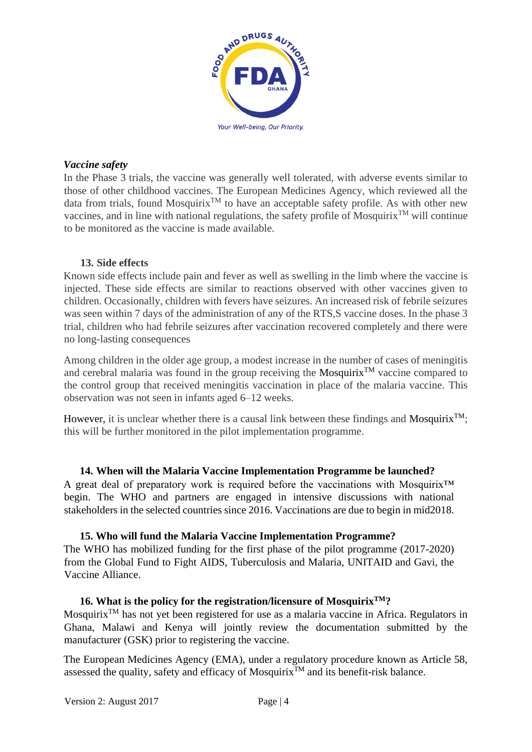*Vaccine safety*

In the Phase 3 trials, the vaccine was generally well tolerated, with adverse events similar to those of other childhood vaccines. The European Medicines Agency, which reviewed all the data from trials, found Mosquirix™ to have an acceptable safety profile. As with other new vaccines, and in line with national regulations, the safety profile of Mosquirix™ will continue to be monitored as the vaccine is made available.

### 13. Side effects

Known side effects include pain and fever as well as swelling in the limb where the vaccine is injected. These side effects are similar to reactions observed with other vaccines given to children. Occasionally, children with fevers have seizures. An increased risk of febrile seizures was seen within 7 days of the administration of any of the RTS,S vaccine doses. In the phase 3 trial, children who had febrile seizures after vaccination recovered completely and there were no long-lasting consequences

Among children in the older age group, a modest increase in the number of cases of meningitis and cerebral malaria was found in the group receiving the Mosquirix™ vaccine compared to the control group that received meningitis vaccination in place of the malaria vaccine. This observation was not seen in infants aged 6–12 weeks.

However, it is unclear whether there is a causal link between these findings and Mosquirix™; this will be further monitored in the pilot implementation programme.

### 14. When will the Malaria Vaccine Implementation Programme be launched?

A great deal of preparatory work is required before the vaccinations with Mosquirix™ begin. The WHO and partners are engaged in intensive discussions with national stakeholders in the selected countries since 2016. Vaccinations are due to begin in mid2018.

### 15. Who will fund the Malaria Vaccine Implementation Programme?

The WHO has mobilized funding for the first phase of the pilot programme (2017-2020) from the Global Fund to Fight AIDS, Tuberculosis and Malaria, UNITAID and Gavi, the Vaccine Alliance.

### 16. What is the policy for the registration/licensure of Mosquirix™?

Mosquirix™ has not yet been registered for use as a malaria vaccine in Africa. Regulators in Ghana, Malawi and Kenya will jointly review the documentation submitted by the manufacturer (GSK) prior to registering the vaccine.

The European Medicines Agency (EMA), under a regulatory procedure known as Article 58, assessed the quality, safety and efficacy of Mosquirix™ and its benefit-risk balance.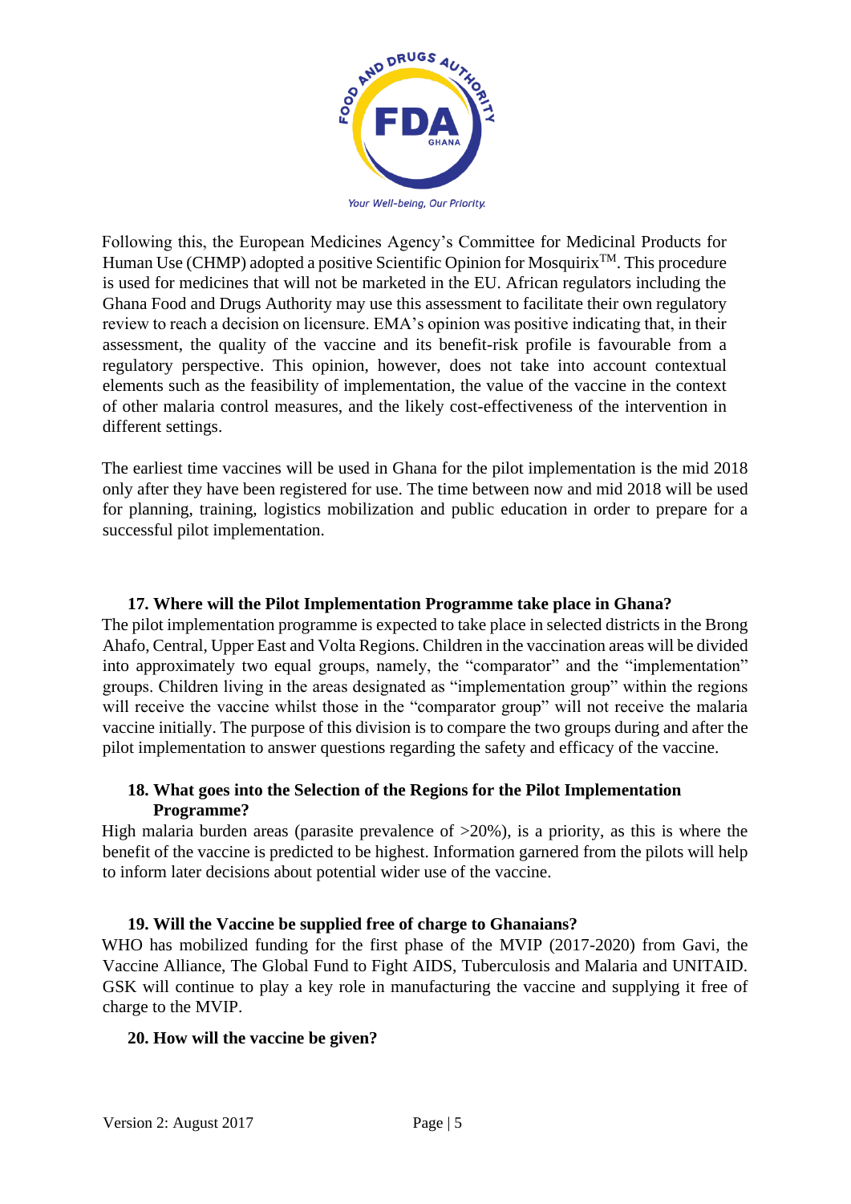Following this, the European Medicines Agency's Committee for Medicinal Products for Human Use (CHMP) adopted a positive Scientific Opinion for Mosquirix™. This procedure is used for medicines that will not be marketed in the EU. African regulators including the Ghana Food and Drugs Authority may use this assessment to facilitate their own regulatory review to reach a decision on licensure. EMA's opinion was positive indicating that, in their assessment, the quality of the vaccine and its benefit-risk profile is favourable from a regulatory perspective. This opinion, however, does not take into account contextual elements such as the feasibility of implementation, the value of the vaccine in the context of other malaria control measures, and the likely cost-effectiveness of the intervention in different settings.

The earliest time vaccines will be used in Ghana for the pilot implementation is the mid 2018 only after they have been registered for use. The time between now and mid 2018 will be used for planning, training, logistics mobilization and public education in order to prepare for a successful pilot implementation.

### 17. Where will the Pilot Implementation Programme take place in Ghana?

The pilot implementation programme is expected to take place in selected districts in the Brong Ahafo, Central, Upper East and Volta Regions. Children in the vaccination areas will be divided into approximately two equal groups, namely, the "comparator" and the "implementation" groups. Children living in the areas designated as "implementation group" within the regions will receive the vaccine whilst those in the "comparator group" will not receive the malaria vaccine initially. The purpose of this division is to compare the two groups during and after the pilot implementation to answer questions regarding the safety and efficacy of the vaccine.

### 18. What goes into the Selection of the Regions for the Pilot Implementation Programme?

High malaria burden areas (parasite prevalence of >20%), is a priority, as this is where the benefit of the vaccine is predicted to be highest. Information garnered from the pilots will help to inform later decisions about potential wider use of the vaccine.

### 19. Will the Vaccine be supplied free of charge to Ghanaians?

WHO has mobilized funding for the first phase of the MVIP (2017-2020) from Gavi, the Vaccine Alliance, The Global Fund to Fight AIDS, Tuberculosis and Malaria and UNITAID. GSK will continue to play a key role in manufacturing the vaccine and supplying it free of charge to the MVIP.

### 20. How will the vaccine be given?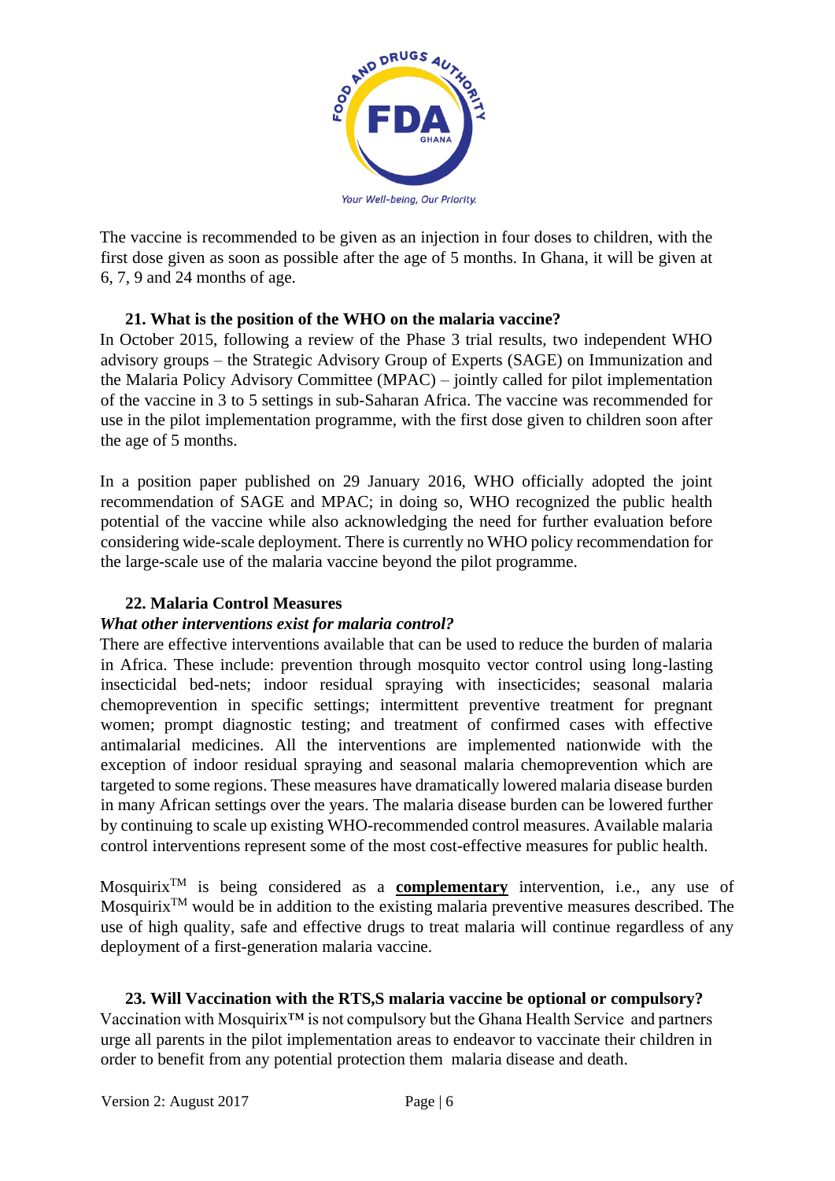The vaccine is recommended to be given as an injection in four doses to children, with the first dose given as soon as possible after the age of 5 months. In Ghana, it will be given at 6, 7, 9 and 24 months of age.

### 21. What is the position of the WHO on the malaria vaccine?

In October 2015, following a review of the Phase 3 trial results, two independent WHO advisory groups – the Strategic Advisory Group of Experts (SAGE) on Immunization and the Malaria Policy Advisory Committee (MPAC) – jointly called for pilot implementation of the vaccine in 3 to 5 settings in sub-Saharan Africa. The vaccine was recommended for use in the pilot implementation programme, with the first dose given to children soon after the age of 5 months.

In a position paper published on 29 January 2016, WHO officially adopted the joint recommendation of SAGE and MPAC; in doing so, WHO recognized the public health potential of the vaccine while also acknowledging the need for further evaluation before considering wide-scale deployment. There is currently no WHO policy recommendation for the large-scale use of the malaria vaccine beyond the pilot programme.

### 22. Malaria Control Measures

***What other interventions exist for malaria control?***

There are effective interventions available that can be used to reduce the burden of malaria in Africa. These include: prevention through mosquito vector control using long-lasting insecticidal bed-nets; indoor residual spraying with insecticides; seasonal malaria chemoprevention in specific settings; intermittent preventive treatment for pregnant women; prompt diagnostic testing; and treatment of confirmed cases with effective antimalarial medicines. All the interventions are implemented nationwide with the exception of indoor residual spraying and seasonal malaria chemoprevention which are targeted to some regions. These measures have dramatically lowered malaria disease burden in many African settings over the years. The malaria disease burden can be lowered further by continuing to scale up existing WHO-recommended control measures. Available malaria control interventions represent some of the most cost-effective measures for public health.

Mosquirix™ is being considered as a **complementary** intervention, i.e., any use of Mosquirix™ would be in addition to the existing malaria preventive measures described. The use of high quality, safe and effective drugs to treat malaria will continue regardless of any deployment of a first-generation malaria vaccine.

### 23. Will Vaccination with the RTS,S malaria vaccine be optional or compulsory?

Vaccination with Mosquirix™ is not compulsory but the Ghana Health Service and partners urge all parents in the pilot implementation areas to endeavor to vaccinate their children in order to benefit from any potential protection them malaria disease and death.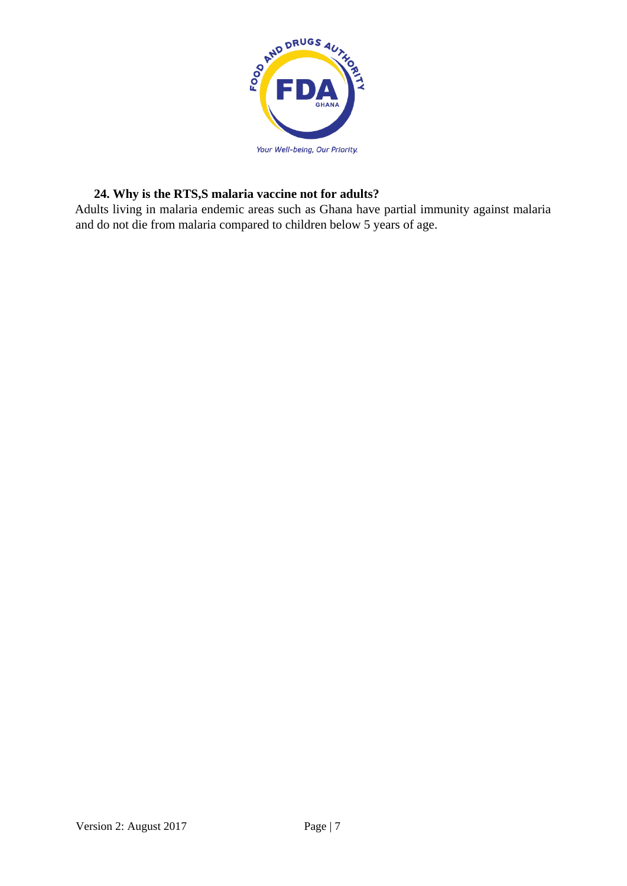**24. Why is the RTS,S malaria vaccine not for adults?**

Adults living in malaria endemic areas such as Ghana have partial immunity against malaria and do not die from malaria compared to children below 5 years of age.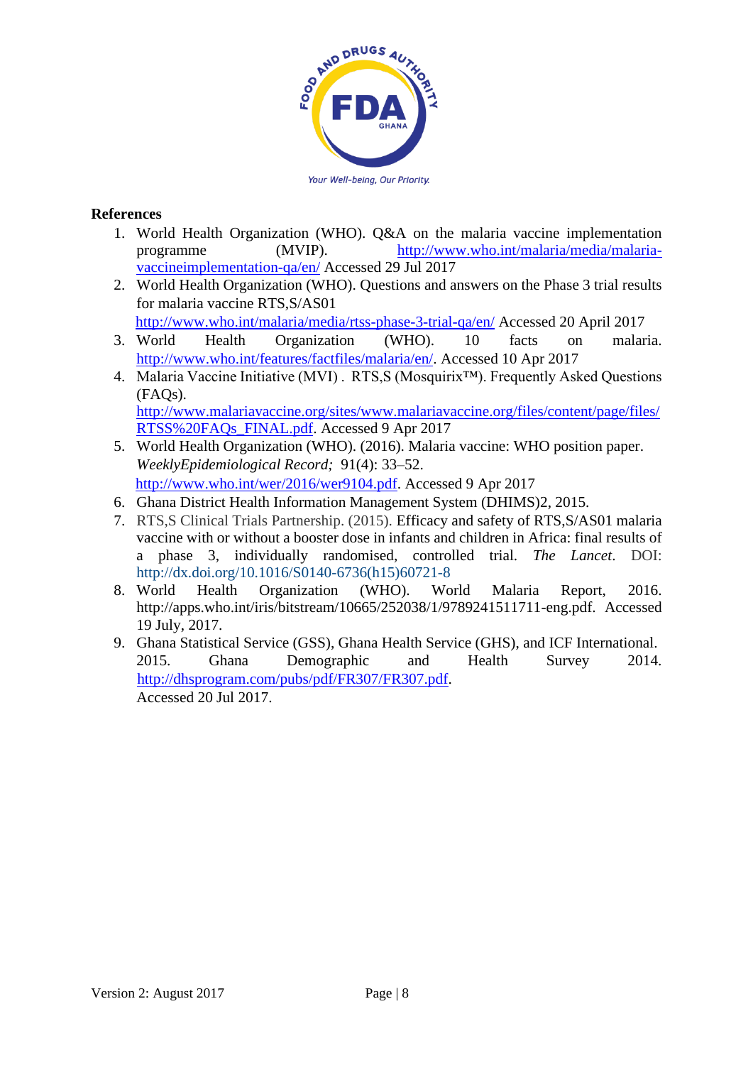**References**

1. World Health Organization (WHO). Q&A on the malaria vaccine implementation programme (MVIP). http://www.who.int/malaria/media/malaria-vaccineimplementation-qa/en/ Accessed 29 Jul 2017
2. World Health Organization (WHO). Questions and answers on the Phase 3 trial results for malaria vaccine RTS,S/AS01 http://www.who.int/malaria/media/rtss-phase-3-trial-qa/en/ Accessed 20 April 2017
3. World Health Organization (WHO). 10 facts on malaria. http://www.who.int/features/factfiles/malaria/en/. Accessed 10 Apr 2017
4. Malaria Vaccine Initiative (MVI) . RTS,S (Mosquirix™). Frequently Asked Questions (FAQs). http://www.malariavaccine.org/sites/www.malariavaccine.org/files/content/page/files/RTSS%20FAQs_FINAL.pdf. Accessed 9 Apr 2017
5. World Health Organization (WHO). (2016). Malaria vaccine: WHO position paper. *WeeklyEpidemiological Record;* 91(4): 33–52. http://www.who.int/wer/2016/wer9104.pdf. Accessed 9 Apr 2017
6. Ghana District Health Information Management System (DHIMS)2, 2015.
7. RTS,S Clinical Trials Partnership. (2015). Efficacy and safety of RTS,S/AS01 malaria vaccine with or without a booster dose in infants and children in Africa: final results of a phase 3, individually randomised, controlled trial. *The Lancet*. DOI: http://dx.doi.org/10.1016/S0140-6736(h15)60721-8
8. World Health Organization (WHO). World Malaria Report, 2016. http://apps.who.int/iris/bitstream/10665/252038/1/9789241511711-eng.pdf. Accessed 19 July, 2017.
9. Ghana Statistical Service (GSS), Ghana Health Service (GHS), and ICF International. 2015. Ghana Demographic and Health Survey 2014. http://dhsprogram.com/pubs/pdf/FR307/FR307.pdf. Accessed 20 Jul 2017.